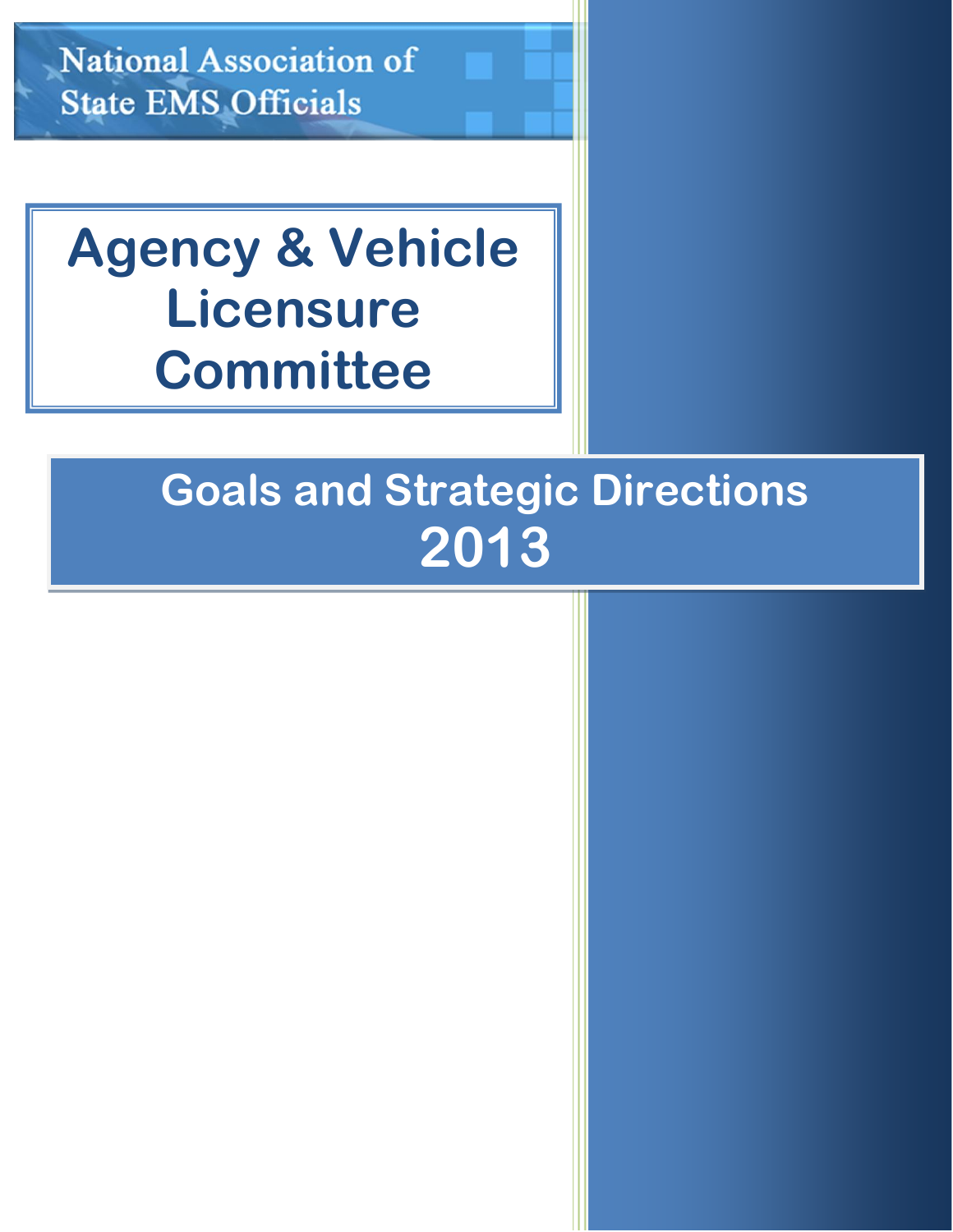National Association of State EMS Officials

# Agency & Vehicle Licensure Committee

## Goals and Strategic Directions 2013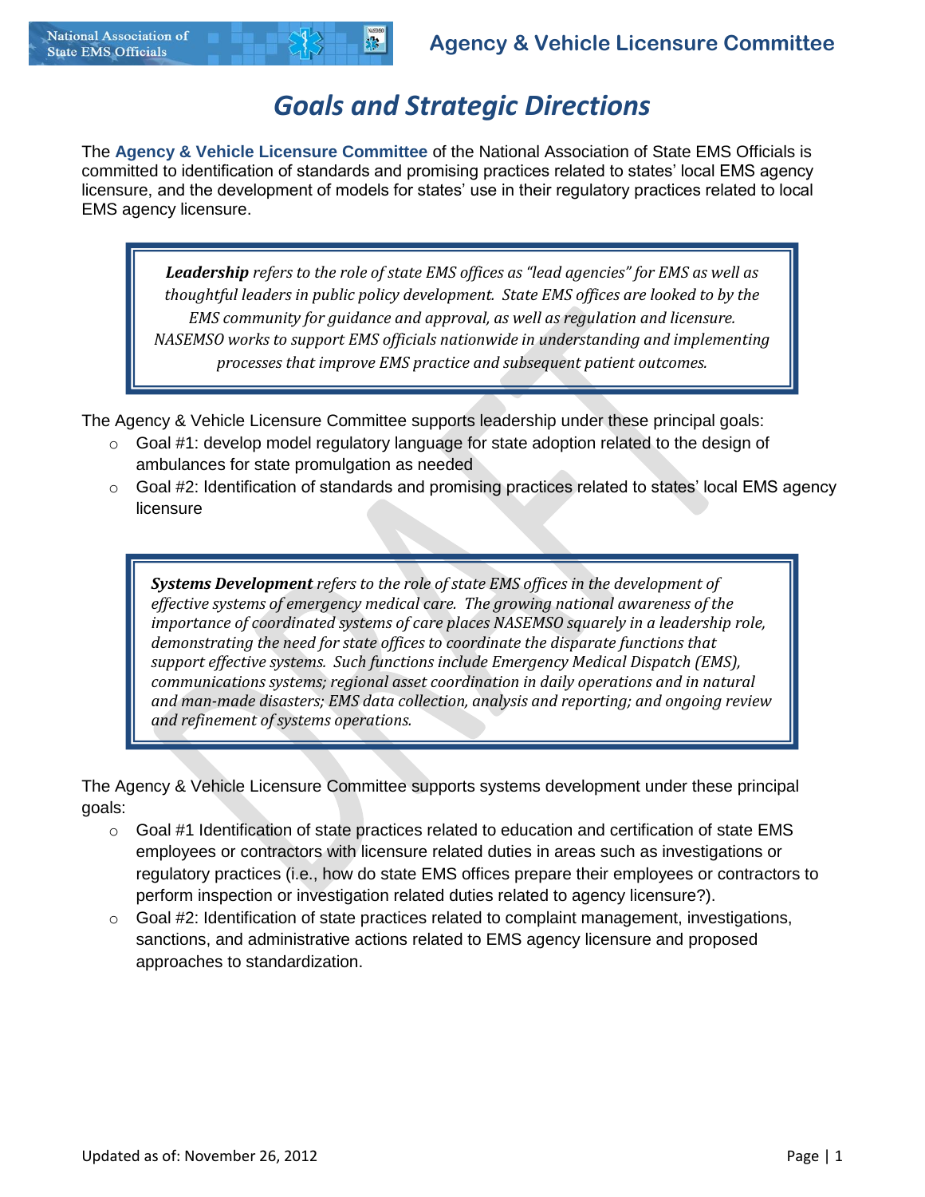# Goals and Strategic Directions

The **Agency & Vehicle Licensure Committee** of the National Association of State EMS Officials is committed to identification of standards and promising practices related to states' local EMS agency licensure, and the development of models for states' use in their regulatory practices related to local EMS agency licensure.

> ***Leadership*** *refers to the role of state EMS offices as "lead agencies" for EMS as well as thoughtful leaders in public policy development. State EMS offices are looked to by the EMS community for guidance and approval, as well as regulation and licensure. NASEMSO works to support EMS officials nationwide in understanding and implementing processes that improve EMS practice and subsequent patient outcomes.*

The Agency & Vehicle Licensure Committee supports leadership under these principal goals:

- Goal #1: develop model regulatory language for state adoption related to the design of ambulances for state promulgation as needed
- Goal #2: Identification of standards and promising practices related to states' local EMS agency licensure

> ***Systems Development*** *refers to the role of state EMS offices in the development of effective systems of emergency medical care. The growing national awareness of the importance of coordinated systems of care places NASEMSO squarely in a leadership role, demonstrating the need for state offices to coordinate the disparate functions that support effective systems. Such functions include Emergency Medical Dispatch (EMS), communications systems; regional asset coordination in daily operations and in natural and man-made disasters; EMS data collection, analysis and reporting; and ongoing review and refinement of systems operations.*

The Agency & Vehicle Licensure Committee supports systems development under these principal goals:

- Goal #1 Identification of state practices related to education and certification of state EMS employees or contractors with licensure related duties in areas such as investigations or regulatory practices (i.e., how do state EMS offices prepare their employees or contractors to perform inspection or investigation related duties related to agency licensure?).
- Goal #2: Identification of state practices related to complaint management, investigations, sanctions, and administrative actions related to EMS agency licensure and proposed approaches to standardization.

Updated as of: November 26, 2012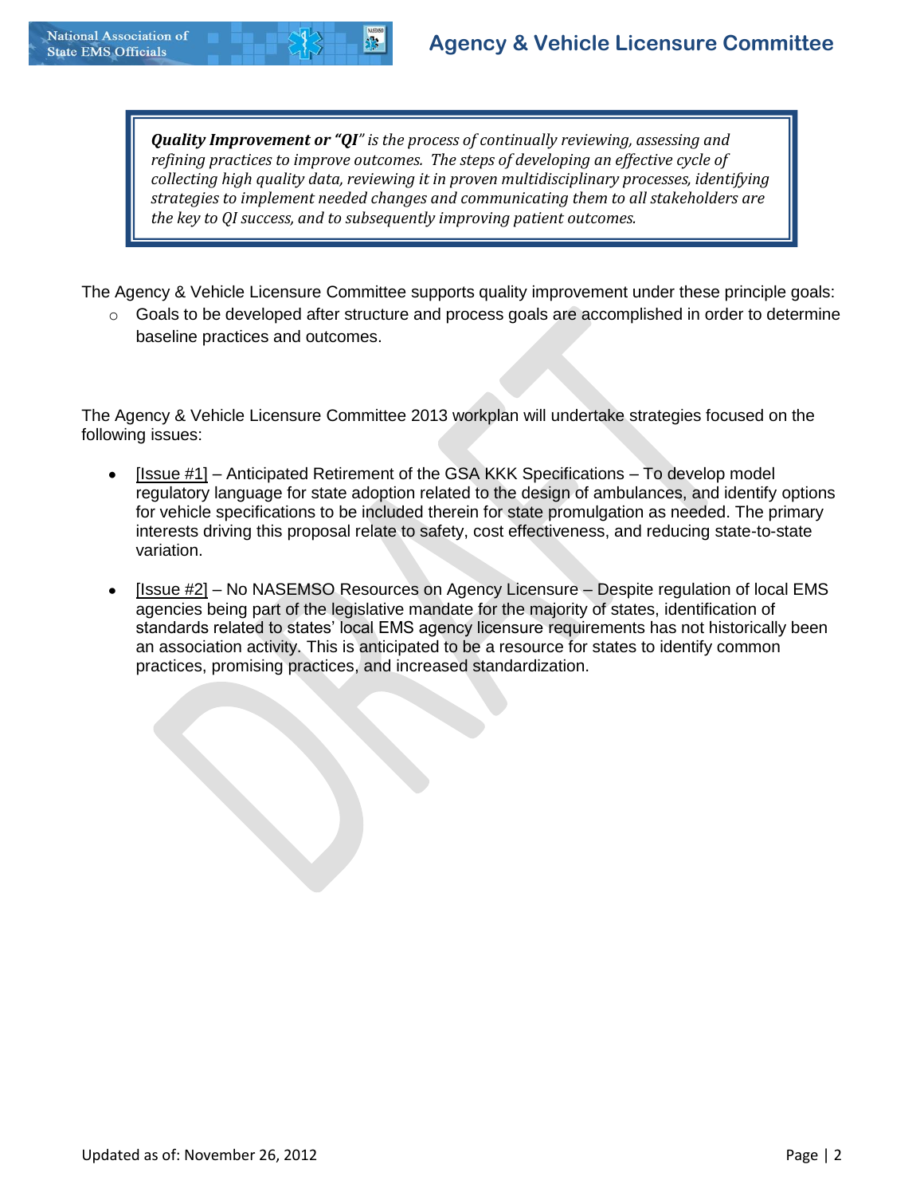> ***Quality Improvement or "QI"** is the process of continually reviewing, assessing and refining practices to improve outcomes. The steps of developing an effective cycle of collecting high quality data, reviewing it in proven multidisciplinary processes, identifying strategies to implement needed changes and communicating them to all stakeholders are the key to QI success, and to subsequently improving patient outcomes.*

The Agency & Vehicle Licensure Committee supports quality improvement under these principle goals:

- Goals to be developed after structure and process goals are accomplished in order to determine baseline practices and outcomes.

The Agency & Vehicle Licensure Committee 2013 workplan will undertake strategies focused on the following issues:

- [Issue #1] – Anticipated Retirement of the GSA KKK Specifications – To develop model regulatory language for state adoption related to the design of ambulances, and identify options for vehicle specifications to be included therein for state promulgation as needed. The primary interests driving this proposal relate to safety, cost effectiveness, and reducing state-to-state variation.

- [Issue #2] – No NASEMSO Resources on Agency Licensure – Despite regulation of local EMS agencies being part of the legislative mandate for the majority of states, identification of standards related to states' local EMS agency licensure requirements has not historically been an association activity. This is anticipated to be a resource for states to identify common practices, promising practices, and increased standardization.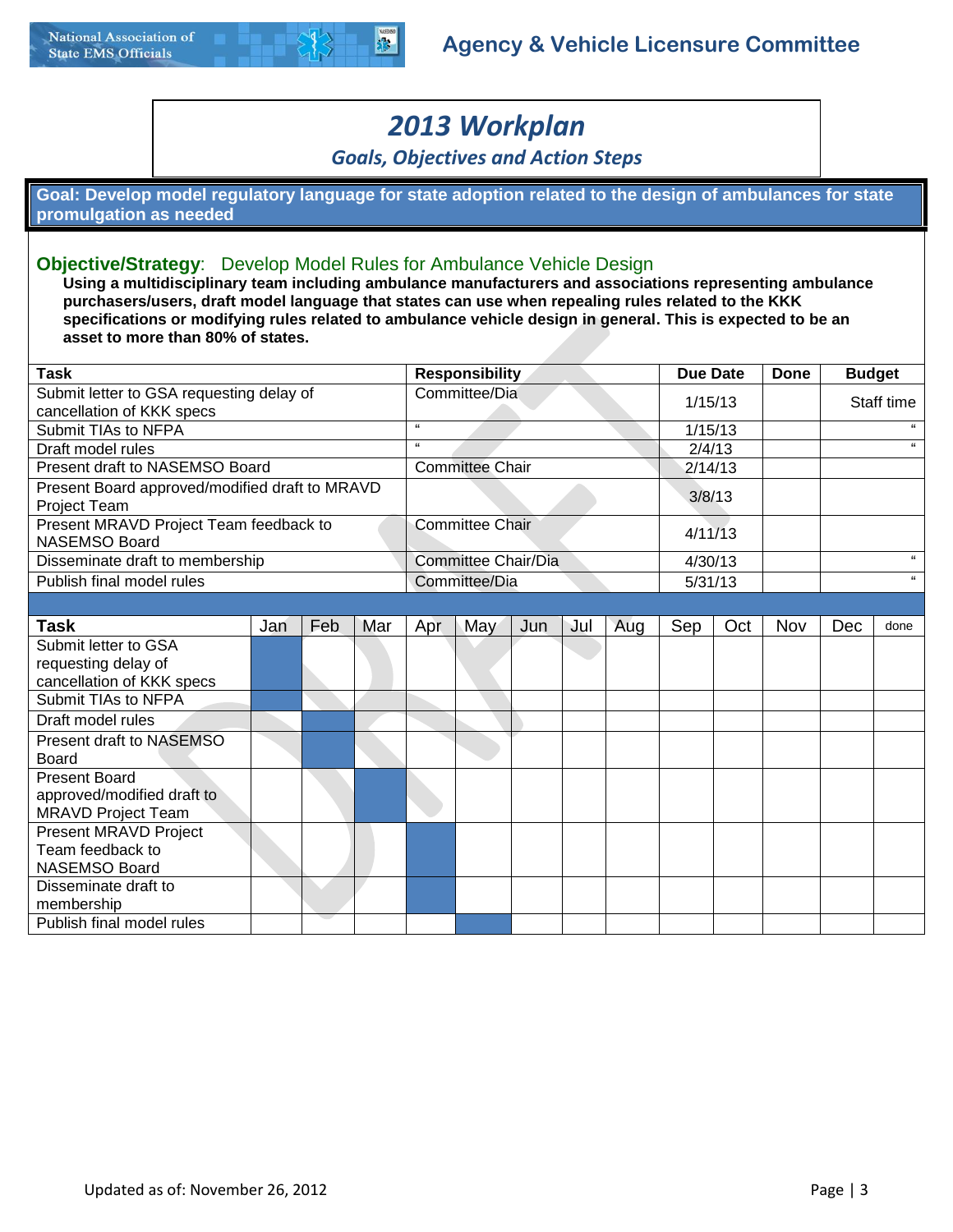# 2013 Workplan

## *Goals, Objectives and Action Steps*

**Goal: Develop model regulatory language for state adoption related to the design of ambulances for state promulgation as needed**

**Objective/Strategy**: Develop Model Rules for Ambulance Vehicle Design

**Using a multidisciplinary team including ambulance manufacturers and associations representing ambulance purchasers/users, draft model language that states can use when repealing rules related to the KKK specifications or modifying rules related to ambulance vehicle design in general. This is expected to be an asset to more than 80% of states.**

| Task | Responsibility | Due Date | Done | Budget |
|---|---|---|---|---|
| Submit letter to GSA requesting delay of cancellation of KKK specs | Committee/Dia | 1/15/13 | | Staff time |
| Submit TIAs to NFPA | " | 1/15/13 | | " |
| Draft model rules | " | 2/4/13 | | " |
| Present draft to NASEMSO Board | Committee Chair | 2/14/13 | | |
| Present Board approved/modified draft to MRAVD Project Team | | 3/8/13 | | |
| Present MRAVD Project Team feedback to NASEMSO Board | Committee Chair | 4/11/13 | | |
| Disseminate draft to membership | Committee Chair/Dia | 4/30/13 | | " |
| Publish final model rules | Committee/Dia | 5/31/13 | | " |

| Task | Jan | Feb | Mar | Apr | May | Jun | Jul | Aug | Sep | Oct | Nov | Dec | done |
|---|---|---|---|---|---|---|---|---|---|---|---|---|---|
| Submit letter to GSA requesting delay of cancellation of KKK specs | ■ | | | | | | | | | | | | |
| Submit TIAs to NFPA | ■ | | | | | | | | | | | | |
| Draft model rules | | ■ | | | | | | | | | | | |
| Present draft to NASEMSO Board | | ■ | | | | | | | | | | | |
| Present Board approved/modified draft to MRAVD Project Team | | | ■ | | | | | | | | | | |
| Present MRAVD Project Team feedback to NASEMSO Board | | | | ■ | | | | | | | | | |
| Disseminate draft to membership | | | | ■ | | | | | | | | | |
| Publish final model rules | | | | | ■ | | | | | | | | |

Updated as of: November 26, 2012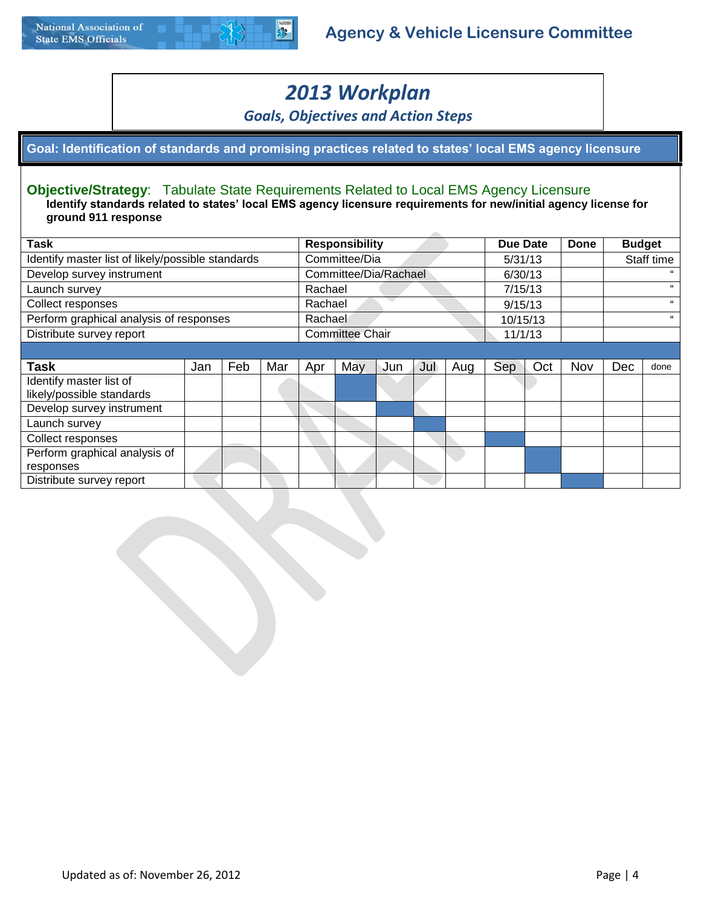# 2013 Workplan

### Goals, Objectives and Action Steps

**Goal: Identification of standards and promising practices related to states' local EMS agency licensure**

**Objective/Strategy**: Tabulate State Requirements Related to Local EMS Agency Licensure

**Identify standards related to states' local EMS agency licensure requirements for new/initial agency license for ground 911 response**

| Task | Responsibility | Due Date | Done | Budget |
|---|---|---|---|---|
| Identify master list of likely/possible standards | Committee/Dia | 5/31/13 | | Staff time |
| Develop survey instrument | Committee/Dia/Rachael | 6/30/13 | | " |
| Launch survey | Rachael | 7/15/13 | | " |
| Collect responses | Rachael | 9/15/13 | | " |
| Perform graphical analysis of responses | Rachael | 10/15/13 | | " |
| Distribute survey report | Committee Chair | 11/1/13 | | |

| Task | Jan | Feb | Mar | Apr | May | Jun | Jul | Aug | Sep | Oct | Nov | Dec | done |
|---|---|---|---|---|---|---|---|---|---|---|---|---|---|
| Identify master list of likely/possible standards | | | | | ■ | | | | | | | | |
| Develop survey instrument | | | | | | ■ | | | | | | | |
| Launch survey | | | | | | | ■ | | | | | | |
| Collect responses | | | | | | | | | ■ | | | | |
| Perform graphical analysis of responses | | | | | | | | | | ■ | | | |
| Distribute survey report | | | | | | | | | | | ■ | | |

Updated as of: November 26, 2012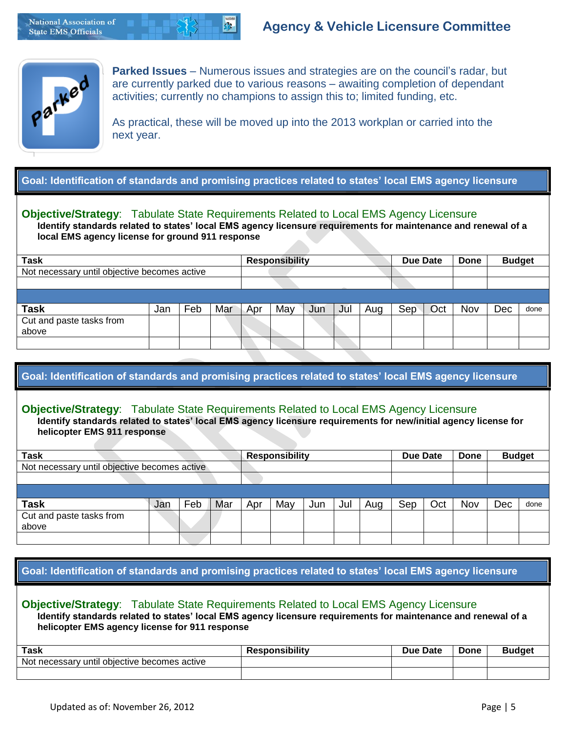**Parked Issues** – Numerous issues and strategies are on the council's radar, but are currently parked due to various reasons – awaiting completion of dependant activities; currently no champions to assign this to; limited funding, etc.

As practical, these will be moved up into the 2013 workplan or carried into the next year.

## Goal: Identification of standards and promising practices related to states' local EMS agency licensure

**Objective/Strategy**: Tabulate State Requirements Related to Local EMS Agency Licensure

**Identify standards related to states' local EMS agency licensure requirements for maintenance and renewal of a local EMS agency license for ground 911 response**

| Task | Responsibility | Due Date | Done | Budget |
|---|---|---|---|---|
| Not necessary until objective becomes active | | | | |
| | | | | |

| Task | Jan | Feb | Mar | Apr | May | Jun | Jul | Aug | Sep | Oct | Nov | Dec | done |
|---|---|---|---|---|---|---|---|---|---|---|---|---|---|
| Cut and paste tasks from above | | | | | | | | | | | | | |
| | | | | | | | | | | | | | |

## Goal: Identification of standards and promising practices related to states' local EMS agency licensure

**Objective/Strategy**: Tabulate State Requirements Related to Local EMS Agency Licensure

**Identify standards related to states' local EMS agency licensure requirements for new/initial agency license for helicopter EMS 911 response**

| Task | Responsibility | Due Date | Done | Budget |
|---|---|---|---|---|
| Not necessary until objective becomes active | | | | |
| | | | | |

| Task | Jan | Feb | Mar | Apr | May | Jun | Jul | Aug | Sep | Oct | Nov | Dec | done |
|---|---|---|---|---|---|---|---|---|---|---|---|---|---|
| Cut and paste tasks from above | | | | | | | | | | | | | |
| | | | | | | | | | | | | | |

## Goal: Identification of standards and promising practices related to states' local EMS agency licensure

**Objective/Strategy**: Tabulate State Requirements Related to Local EMS Agency Licensure

**Identify standards related to states' local EMS agency licensure requirements for maintenance and renewal of a helicopter EMS agency license for 911 response**

| Task | Responsibility | Due Date | Done | Budget |
|---|---|---|---|---|
| Not necessary until objective becomes active | | | | |
| | | | | |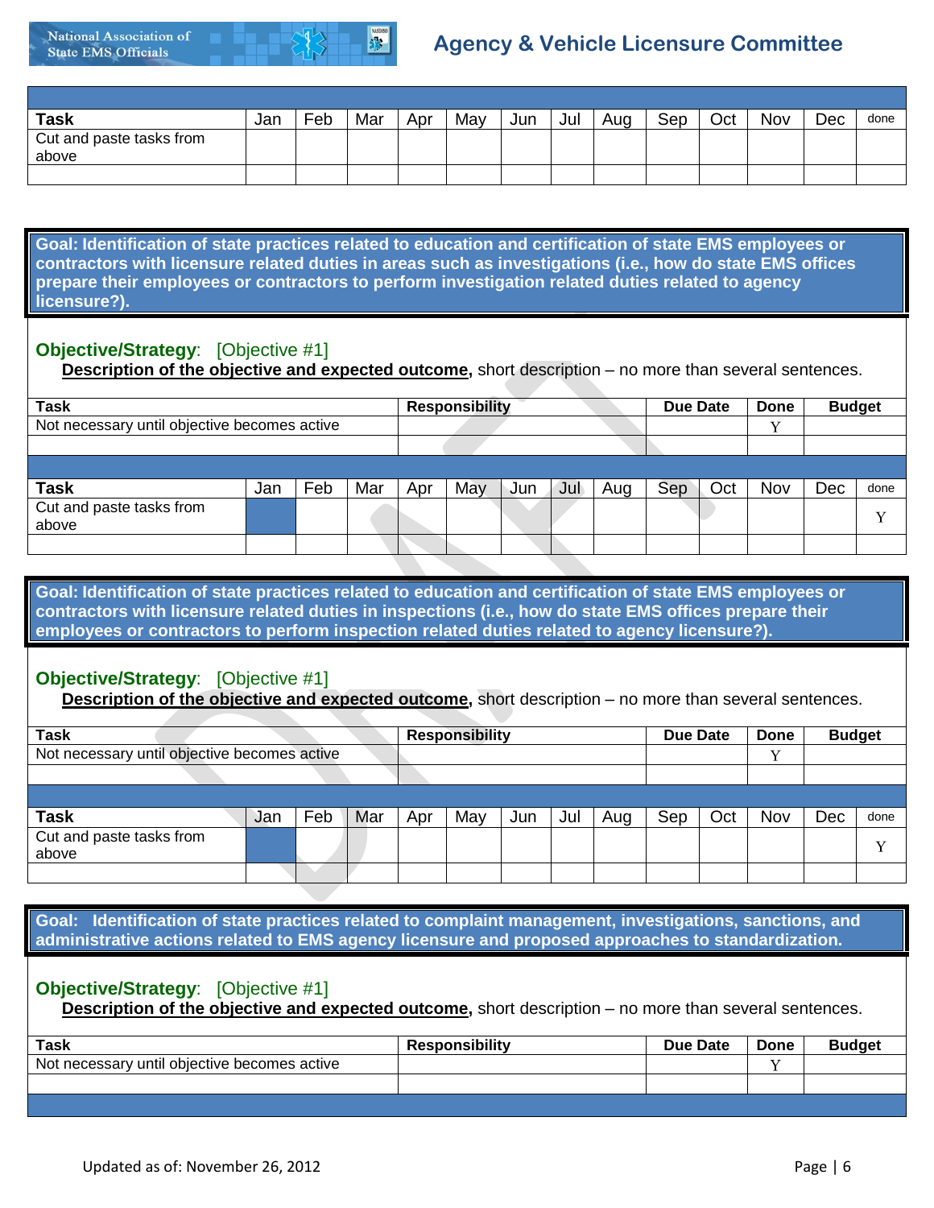| Task | Jan | Feb | Mar | Apr | May | Jun | Jul | Aug | Sep | Oct | Nov | Dec | done |
|---|---|---|---|---|---|---|---|---|---|---|---|---|---|
| Cut and paste tasks from above | | | | | | | | | | | | | |
| | | | | | | | | | | | | | |

**Goal: Identification of state practices related to education and certification of state EMS employees or contractors with licensure related duties in areas such as investigations (i.e., how do state EMS offices prepare their employees or contractors to perform investigation related duties related to agency licensure?).**

**Objective/Strategy**: [Objective #1]

**Description of the objective and expected outcome,** short description – no more than several sentences.

| Task | Responsibility | Due Date | Done | Budget |
|---|---|---|---|---|
| Not necessary until objective becomes active | | | Y | |
| | | | | |

| Task | Jan | Feb | Mar | Apr | May | Jun | Jul | Aug | Sep | Oct | Nov | Dec | done |
|---|---|---|---|---|---|---|---|---|---|---|---|---|---|
| Cut and paste tasks from above | | | | | | | | | | | | | Y |
| | | | | | | | | | | | | | |

**Goal: Identification of state practices related to education and certification of state EMS employees or contractors with licensure related duties in inspections (i.e., how do state EMS offices prepare their employees or contractors to perform inspection related duties related to agency licensure?).**

**Objective/Strategy**: [Objective #1]

**Description of the objective and expected outcome,** short description – no more than several sentences.

| Task | Responsibility | Due Date | Done | Budget |
|---|---|---|---|---|
| Not necessary until objective becomes active | | | Y | |
| | | | | |

| Task | Jan | Feb | Mar | Apr | May | Jun | Jul | Aug | Sep | Oct | Nov | Dec | done |
|---|---|---|---|---|---|---|---|---|---|---|---|---|---|
| Cut and paste tasks from above | | | | | | | | | | | | | Y |
| | | | | | | | | | | | | | |

**Goal: Identification of state practices related to complaint management, investigations, sanctions, and administrative actions related to EMS agency licensure and proposed approaches to standardization.**

**Objective/Strategy**: [Objective #1]

**Description of the objective and expected outcome,** short description – no more than several sentences.

| Task | Responsibility | Due Date | Done | Budget |
|---|---|---|---|---|
| Not necessary until objective becomes active | | | Y | |
| | | | | |

Updated as of: November 26, 2012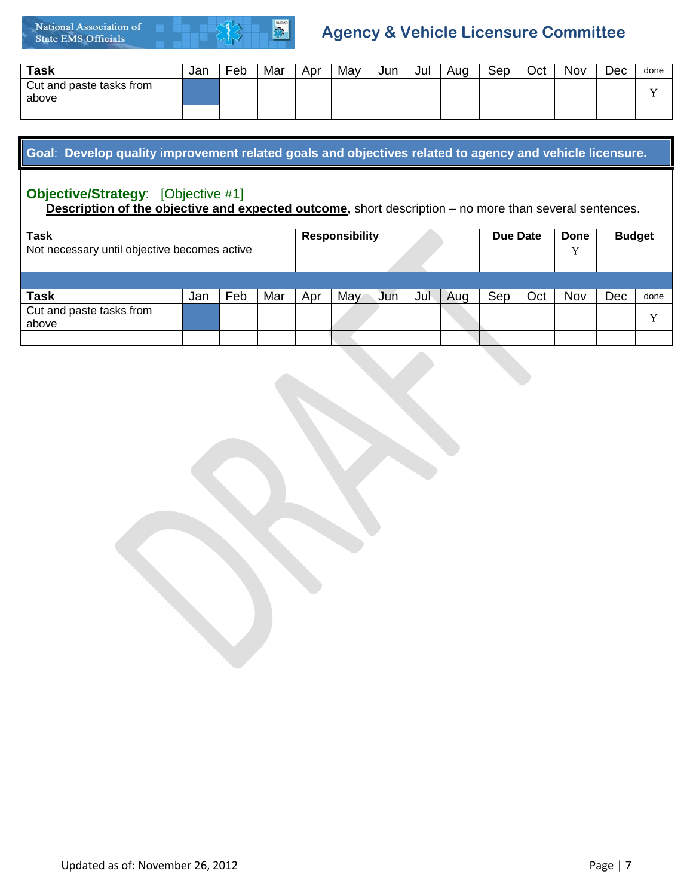| Task | Jan | Feb | Mar | Apr | May | Jun | Jul | Aug | Sep | Oct | Nov | Dec | done |
|---|---|---|---|---|---|---|---|---|---|---|---|---|---|
| Cut and paste tasks from above | | | | | | | | | | | | | Y |
| | | | | | | | | | | | | | |

**Goal**: **Develop quality improvement related goals and objectives related to agency and vehicle licensure.**

**Objective/Strategy**: [Objective #1]

**Description of the objective and expected outcome,** short description – no more than several sentences.

| Task | Responsibility | Due Date | Done | Budget |
|---|---|---|---|---|
| Not necessary until objective becomes active | | | Y | |
| | | | | |

| Task | Jan | Feb | Mar | Apr | May | Jun | Jul | Aug | Sep | Oct | Nov | Dec | done |
|---|---|---|---|---|---|---|---|---|---|---|---|---|---|
| Cut and paste tasks from above | | | | | | | | | | | | | Y |
| | | | | | | | | | | | | | |

Updated as of: November 26, 2012